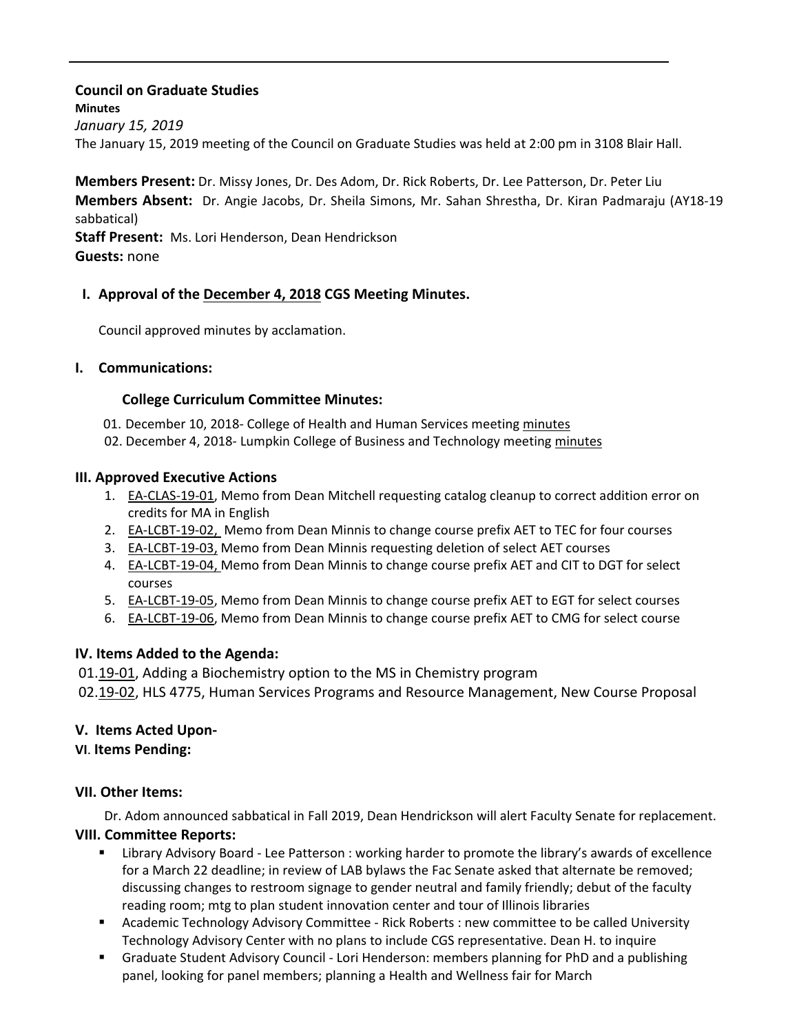**Council on Graduate Studies**

**Minutes**

*January 15, 2019*

The January 15, 2019 meeting of the Council on Graduate Studies was held at 2:00 pm in 3108 Blair Hall.

**Members Present:** Dr. Missy Jones, Dr. Des Adom, Dr. Rick Roberts, Dr. Lee Patterson, Dr. Peter Liu

**Members Absent:** Dr. Angie Jacobs, Dr. Sheila Simons, Mr. Sahan Shrestha, Dr. Kiran Padmaraju (AY18-19 sabbatical)

**Staff Present:** Ms. Lori Henderson, Dean Hendrickson

**Guests:** none

## I. Approval of the December 4, 2018 CGS Meeting Minutes.

Council approved minutes by acclamation.

## I. Communications:

### College Curriculum Committee Minutes:

01. December 10, 2018- College of Health and Human Services meeting minutes
02. December 4, 2018- Lumpkin College of Business and Technology meeting minutes

## III. Approved Executive Actions

1. EA-CLAS-19-01, Memo from Dean Mitchell requesting catalog cleanup to correct addition error on credits for MA in English
2. EA-LCBT-19-02, Memo from Dean Minnis to change course prefix AET to TEC for four courses
3. EA-LCBT-19-03, Memo from Dean Minnis requesting deletion of select AET courses
4. EA-LCBT-19-04, Memo from Dean Minnis to change course prefix AET and CIT to DGT for select courses
5. EA-LCBT-19-05, Memo from Dean Minnis to change course prefix AET to EGT for select courses
6. EA-LCBT-19-06, Memo from Dean Minnis to change course prefix AET to CMG for select course

## IV. Items Added to the Agenda:

01. 19-01, Adding a Biochemistry option to the MS in Chemistry program
02. 19-02, HLS 4775, Human Services Programs and Resource Management, New Course Proposal

## V. Items Acted Upon-

## VI. Items Pending:

## VII. Other Items:

Dr. Adom announced sabbatical in Fall 2019, Dean Hendrickson will alert Faculty Senate for replacement.

## VIII. Committee Reports:

- Library Advisory Board - Lee Patterson : working harder to promote the library's awards of excellence for a March 22 deadline; in review of LAB bylaws the Fac Senate asked that alternate be removed; discussing changes to restroom signage to gender neutral and family friendly; debut of the faculty reading room; mtg to plan student innovation center and tour of Illinois libraries
- Academic Technology Advisory Committee - Rick Roberts : new committee to be called University Technology Advisory Center with no plans to include CGS representative. Dean H. to inquire
- Graduate Student Advisory Council - Lori Henderson: members planning for PhD and a publishing panel, looking for panel members; planning a Health and Wellness fair for March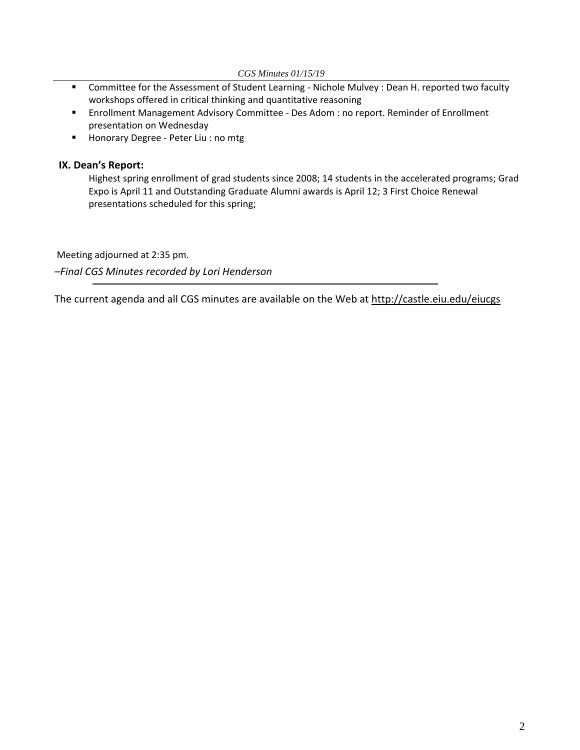- Committee for the Assessment of Student Learning - Nichole Mulvey : Dean H. reported two faculty workshops offered in critical thinking and quantitative reasoning
- Enrollment Management Advisory Committee - Des Adom : no report. Reminder of Enrollment presentation on Wednesday
- Honorary Degree - Peter Liu : no mtg

## IX. Dean's Report:

Highest spring enrollment of grad students since 2008; 14 students in the accelerated programs; Grad Expo is April 11 and Outstanding Graduate Alumni awards is April 12; 3 First Choice Renewal presentations scheduled for this spring;

Meeting adjourned at 2:35 pm.

*–Final CGS Minutes recorded by Lori Henderson*

---

The current agenda and all CGS minutes are available on the Web at http://castle.eiu.edu/eiucgs